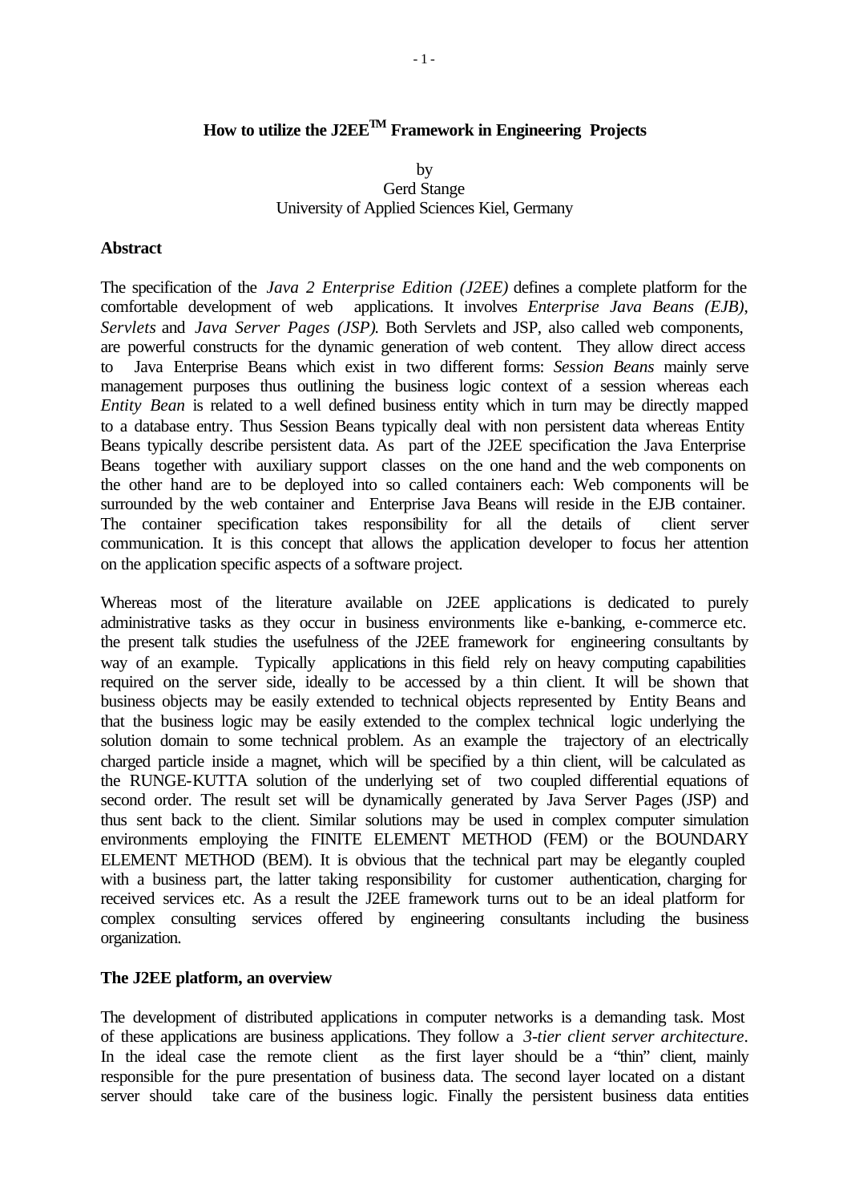# How to utilize the J2EE™ Framework in Engineering Projects

by
Gerd Stange
University of Applied Sciences Kiel, Germany

## Abstract

The specification of the *Java 2 Enterprise Edition (J2EE)* defines a complete platform for the comfortable development of web applications. It involves *Enterprise Java Beans (EJB)*, *Servlets* and *Java Server Pages (JSP)*. Both Servlets and JSP, also called web components, are powerful constructs for the dynamic generation of web content. They allow direct access to Java Enterprise Beans which exist in two different forms: *Session Beans* mainly serve management purposes thus outlining the business logic context of a session whereas each *Entity Bean* is related to a well defined business entity which in turn may be directly mapped to a database entry. Thus Session Beans typically deal with non persistent data whereas Entity Beans typically describe persistent data. As part of the J2EE specification the Java Enterprise Beans together with auxiliary support classes on the one hand and the web components on the other hand are to be deployed into so called containers each: Web components will be surrounded by the web container and Enterprise Java Beans will reside in the EJB container. The container specification takes responsibility for all the details of client server communication. It is this concept that allows the application developer to focus her attention on the application specific aspects of a software project.

Whereas most of the literature available on J2EE applications is dedicated to purely administrative tasks as they occur in business environments like e-banking, e-commerce etc. the present talk studies the usefulness of the J2EE framework for engineering consultants by way of an example. Typically applications in this field rely on heavy computing capabilities required on the server side, ideally to be accessed by a thin client. It will be shown that business objects may be easily extended to technical objects represented by Entity Beans and that the business logic may be easily extended to the complex technical logic underlying the solution domain to some technical problem. As an example the trajectory of an electrically charged particle inside a magnet, which will be specified by a thin client, will be calculated as the RUNGE-KUTTA solution of the underlying set of two coupled differential equations of second order. The result set will be dynamically generated by Java Server Pages (JSP) and thus sent back to the client. Similar solutions may be used in complex computer simulation environments employing the FINITE ELEMENT METHOD (FEM) or the BOUNDARY ELEMENT METHOD (BEM). It is obvious that the technical part may be elegantly coupled with a business part, the latter taking responsibility for customer authentication, charging for received services etc. As a result the J2EE framework turns out to be an ideal platform for complex consulting services offered by engineering consultants including the business organization.

## The J2EE platform, an overview

The development of distributed applications in computer networks is a demanding task. Most of these applications are business applications. They follow a *3-tier client server architecture*. In the ideal case the remote client as the first layer should be a "thin" client, mainly responsible for the pure presentation of business data. The second layer located on a distant server should take care of the business logic. Finally the persistent business data entities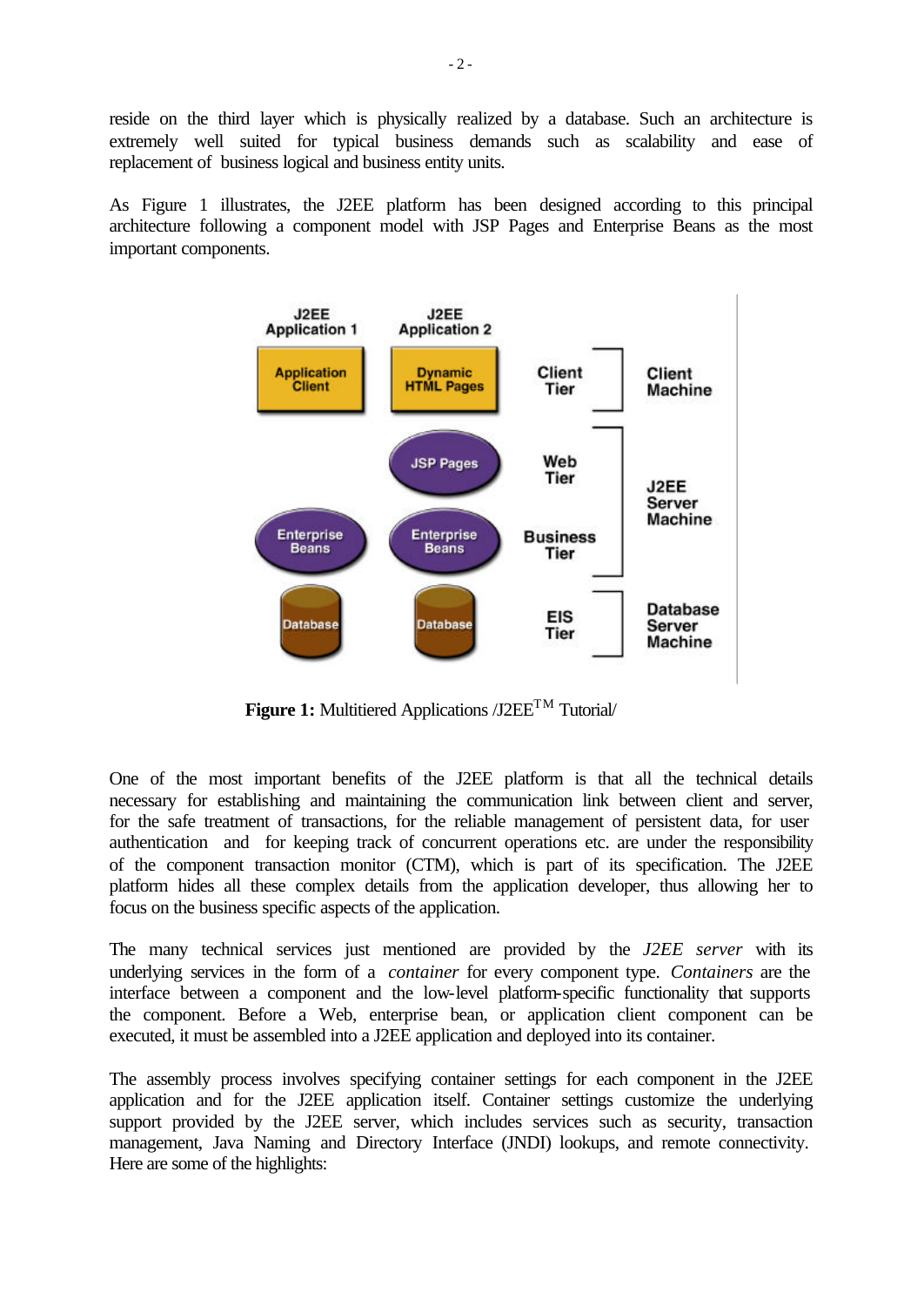reside on the third layer which is physically realized by a database. Such an architecture is extremely well suited for typical business demands such as scalability and ease of replacement of business logical and business entity units.

As Figure 1 illustrates, the J2EE platform has been designed according to this principal architecture following a component model with JSP Pages and Enterprise Beans as the most important components.

**Figure 1:** Multitiered Applications /J2EE™ Tutorial/

One of the most important benefits of the J2EE platform is that all the technical details necessary for establishing and maintaining the communication link between client and server, for the safe treatment of transactions, for the reliable management of persistent data, for user authentication and for keeping track of concurrent operations etc. are under the responsibility of the component transaction monitor (CTM), which is part of its specification. The J2EE platform hides all these complex details from the application developer, thus allowing her to focus on the business specific aspects of the application.

The many technical services just mentioned are provided by the *J2EE server* with its underlying services in the form of a *container* for every component type. *Containers* are the interface between a component and the low-level platform-specific functionality that supports the component. Before a Web, enterprise bean, or application client component can be executed, it must be assembled into a J2EE application and deployed into its container.

The assembly process involves specifying container settings for each component in the J2EE application and for the J2EE application itself. Container settings customize the underlying support provided by the J2EE server, which includes services such as security, transaction management, Java Naming and Directory Interface (JNDI) lookups, and remote connectivity. Here are some of the highlights: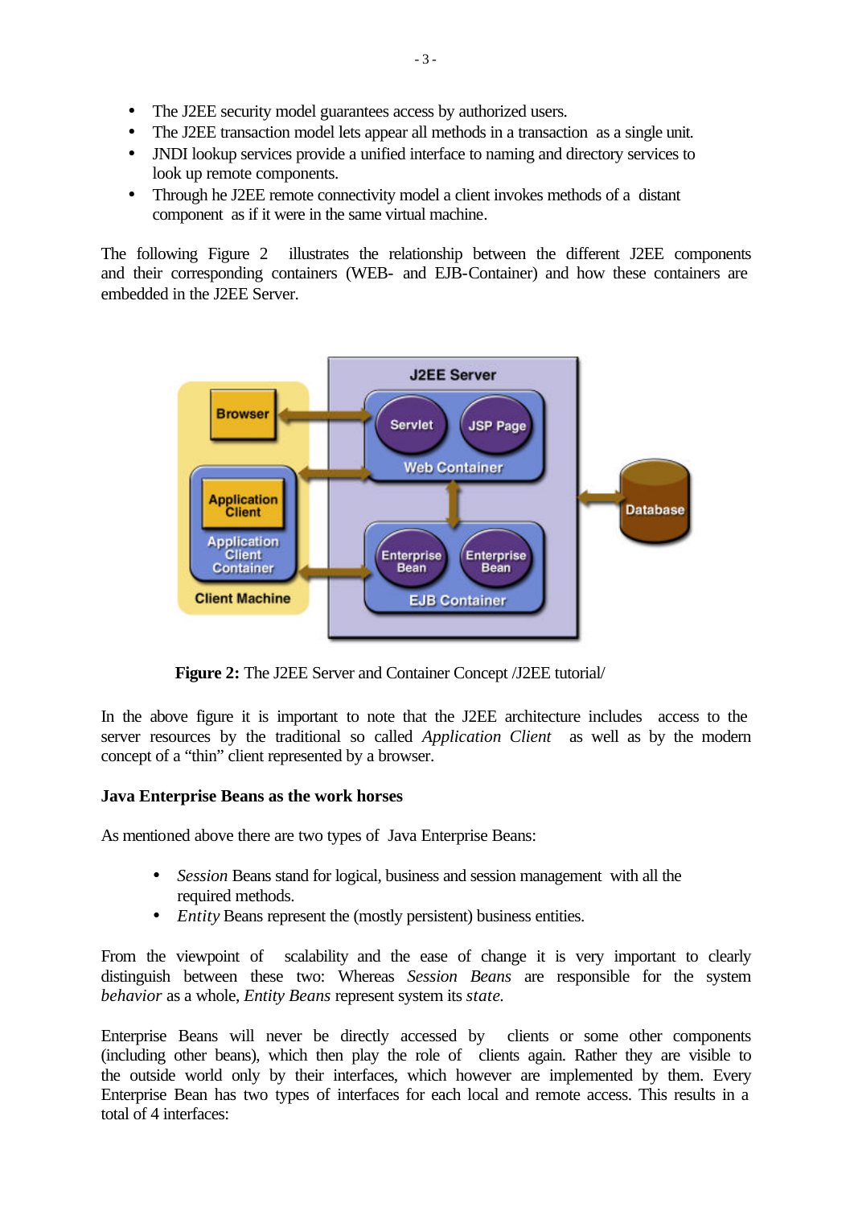- The J2EE security model guarantees access by authorized users.
- The J2EE transaction model lets appear all methods in a transaction as a single unit.
- JNDI lookup services provide a unified interface to naming and directory services to look up remote components.
- Through he J2EE remote connectivity model a client invokes methods of a distant component as if it were in the same virtual machine.

The following Figure 2 illustrates the relationship between the different J2EE components and their corresponding containers (WEB- and EJB-Container) and how these containers are embedded in the J2EE Server.

**Figure 2:** The J2EE Server and Container Concept /J2EE tutorial/

In the above figure it is important to note that the J2EE architecture includes access to the server resources by the traditional so called *Application Client* as well as by the modern concept of a "thin" client represented by a browser.

**Java Enterprise Beans as the work horses**

As mentioned above there are two types of Java Enterprise Beans:

- *Session* Beans stand for logical, business and session management with all the required methods.
- *Entity* Beans represent the (mostly persistent) business entities.

From the viewpoint of scalability and the ease of change it is very important to clearly distinguish between these two: Whereas *Session Beans* are responsible for the system *behavior* as a whole, *Entity Beans* represent system its *state.*

Enterprise Beans will never be directly accessed by clients or some other components (including other beans), which then play the role of clients again. Rather they are visible to the outside world only by their interfaces, which however are implemented by them. Every Enterprise Bean has two types of interfaces for each local and remote access. This results in a total of 4 interfaces: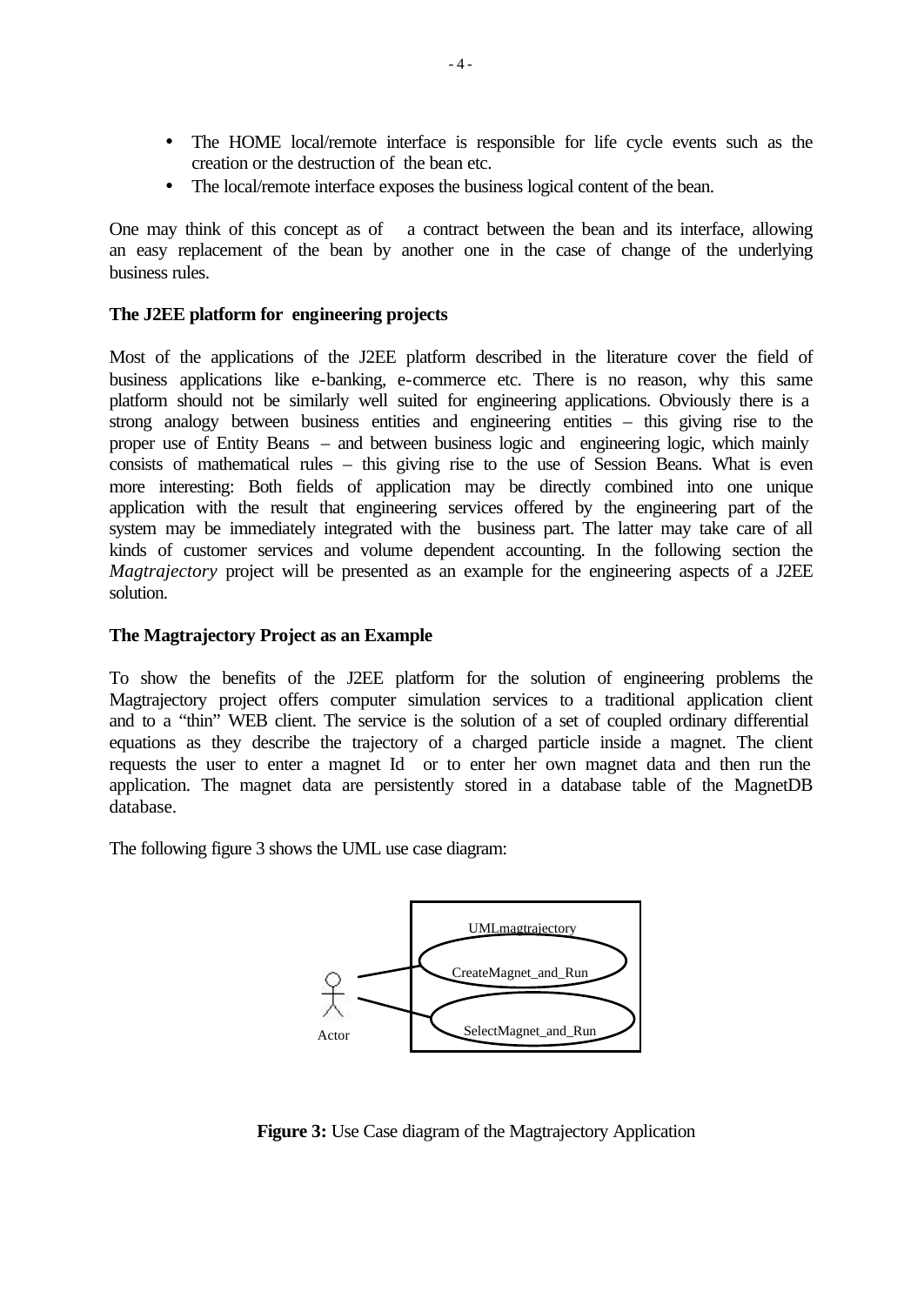- The HOME local/remote interface is responsible for life cycle events such as the creation or the destruction of the bean etc.
- The local/remote interface exposes the business logical content of the bean.

One may think of this concept as of a contract between the bean and its interface, allowing an easy replacement of the bean by another one in the case of change of the underlying business rules.

**The J2EE platform for engineering projects**

Most of the applications of the J2EE platform described in the literature cover the field of business applications like e-banking, e-commerce etc. There is no reason, why this same platform should not be similarly well suited for engineering applications. Obviously there is a strong analogy between business entities and engineering entities – this giving rise to the proper use of Entity Beans – and between business logic and engineering logic, which mainly consists of mathematical rules – this giving rise to the use of Session Beans. What is even more interesting: Both fields of application may be directly combined into one unique application with the result that engineering services offered by the engineering part of the system may be immediately integrated with the business part. The latter may take care of all kinds of customer services and volume dependent accounting. In the following section the *Magtrajectory* project will be presented as an example for the engineering aspects of a J2EE solution.

**The Magtrajectory Project as an Example**

To show the benefits of the J2EE platform for the solution of engineering problems the Magtrajectory project offers computer simulation services to a traditional application client and to a "thin" WEB client. The service is the solution of a set of coupled ordinary differential equations as they describe the trajectory of a charged particle inside a magnet. The client requests the user to enter a magnet Id or to enter her own magnet data and then run the application. The magnet data are persistently stored in a database table of the MagnetDB database.

The following figure 3 shows the UML use case diagram:

UMLmagtrajectory

CreateMagnet_and_Run

SelectMagnet_and_Run

Actor

**Figure 3:** Use Case diagram of the Magtrajectory Application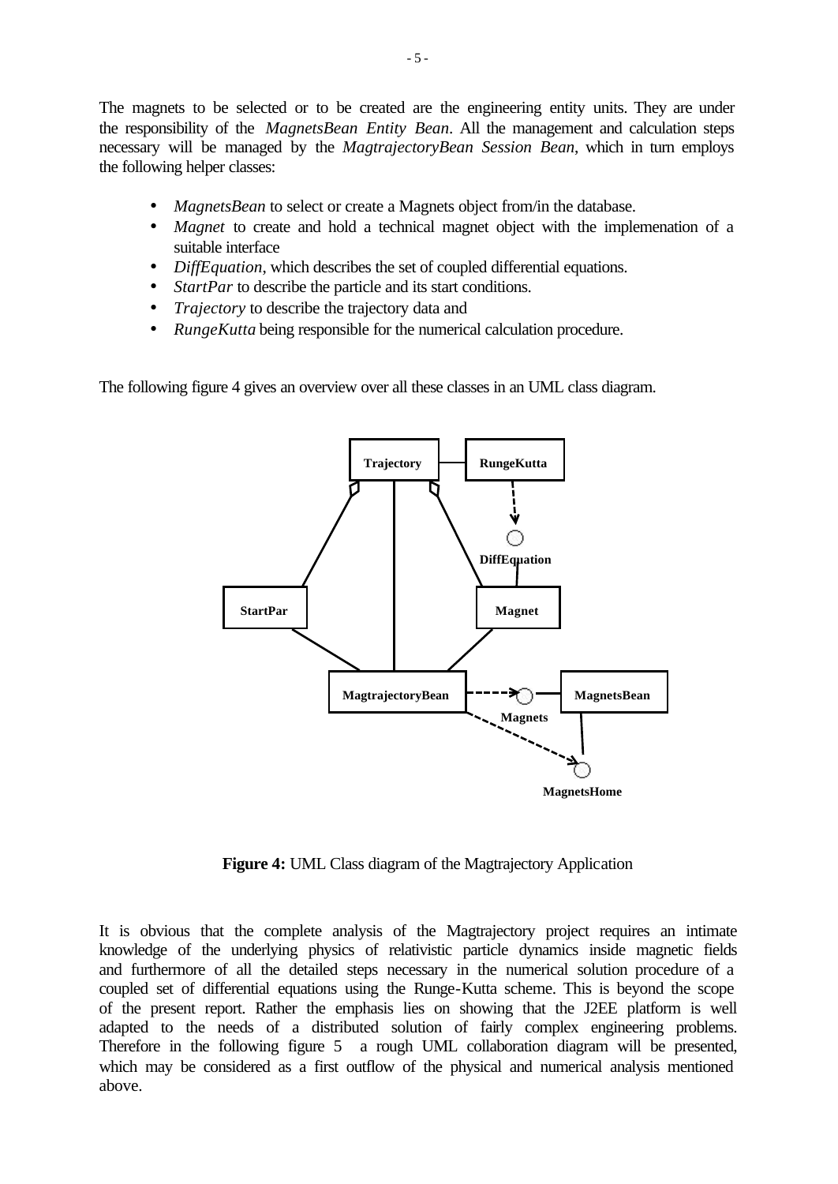The magnets to be selected or to be created are the engineering entity units. They are under the responsibility of the *MagnetsBean Entity Bean*. All the management and calculation steps necessary will be managed by the *MagtrajectoryBean Session Bean*, which in turn employs the following helper classes:

- *MagnetsBean* to select or create a Magnets object from/in the database.
- *Magnet* to create and hold a technical magnet object with the implemenation of a suitable interface
- *DiffEquation*, which describes the set of coupled differential equations.
- *StartPar* to describe the particle and its start conditions.
- *Trajectory* to describe the trajectory data and
- *RungeKutta* being responsible for the numerical calculation procedure.

The following figure 4 gives an overview over all these classes in an UML class diagram.

**Figure 4:** UML Class diagram of the Magtrajectory Application

It is obvious that the complete analysis of the Magtrajectory project requires an intimate knowledge of the underlying physics of relativistic particle dynamics inside magnetic fields and furthermore of all the detailed steps necessary in the numerical solution procedure of a coupled set of differential equations using the Runge-Kutta scheme. This is beyond the scope of the present report. Rather the emphasis lies on showing that the J2EE platform is well adapted to the needs of a distributed solution of fairly complex engineering problems. Therefore in the following figure 5 a rough UML collaboration diagram will be presented, which may be considered as a first outflow of the physical and numerical analysis mentioned above.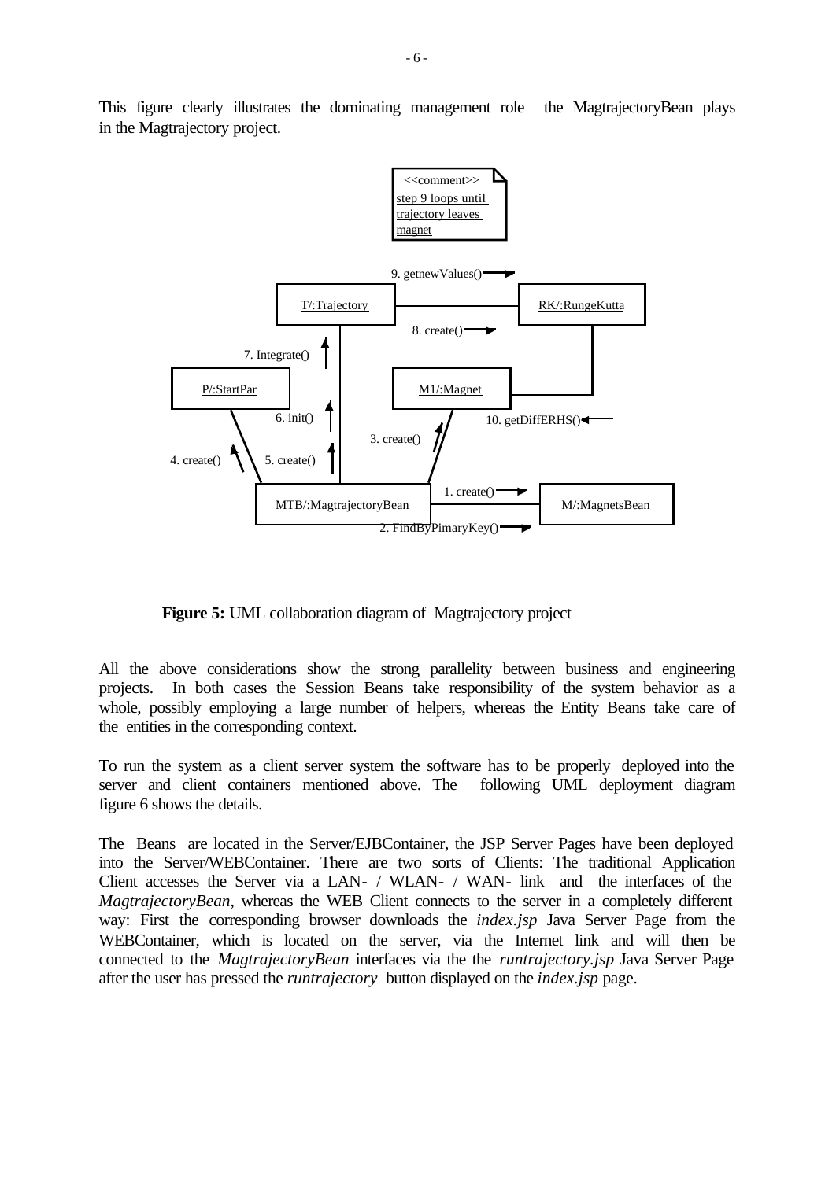This figure clearly illustrates the dominating management role the MagtrajectoryBean plays in the Magtrajectory project.

**Figure 5:** UML collaboration diagram of Magtrajectory project

All the above considerations show the strong parallelity between business and engineering projects. In both cases the Session Beans take responsibility of the system behavior as a whole, possibly employing a large number of helpers, whereas the Entity Beans take care of the entities in the corresponding context.

To run the system as a client server system the software has to be properly deployed into the server and client containers mentioned above. The following UML deployment diagram figure 6 shows the details.

The Beans are located in the Server/EJBContainer, the JSP Server Pages have been deployed into the Server/WEBContainer. There are two sorts of Clients: The traditional Application Client accesses the Server via a LAN- / WLAN- / WAN- link and the interfaces of the *MagtrajectoryBean*, whereas the WEB Client connects to the server in a completely different way: First the corresponding browser downloads the *index.jsp* Java Server Page from the WEBContainer, which is located on the server, via the Internet link and will then be connected to the *MagtrajectoryBean* interfaces via the the *runtrajectory.jsp* Java Server Page after the user has pressed the *runtrajectory* button displayed on the *index.jsp* page.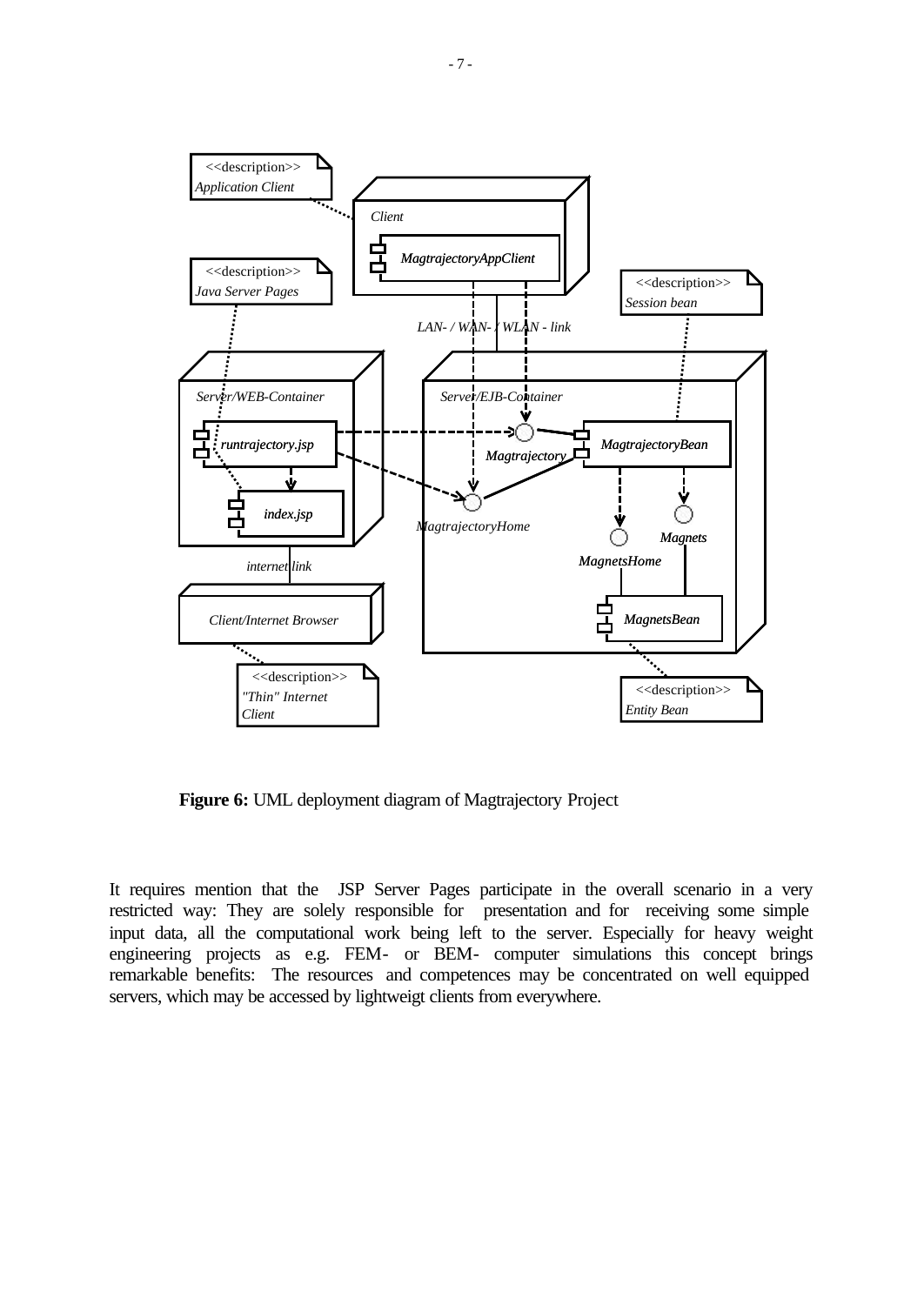**Figure 6:** UML deployment diagram of Magtrajectory Project

It requires mention that the JSP Server Pages participate in the overall scenario in a very restricted way: They are solely responsible for presentation and for receiving some simple input data, all the computational work being left to the server. Especially for heavy weight engineering projects as e.g. FEM- or BEM- computer simulations this concept brings remarkable benefits: The resources and competences may be concentrated on well equipped servers, which may be accessed by lightweigt clients from everywhere.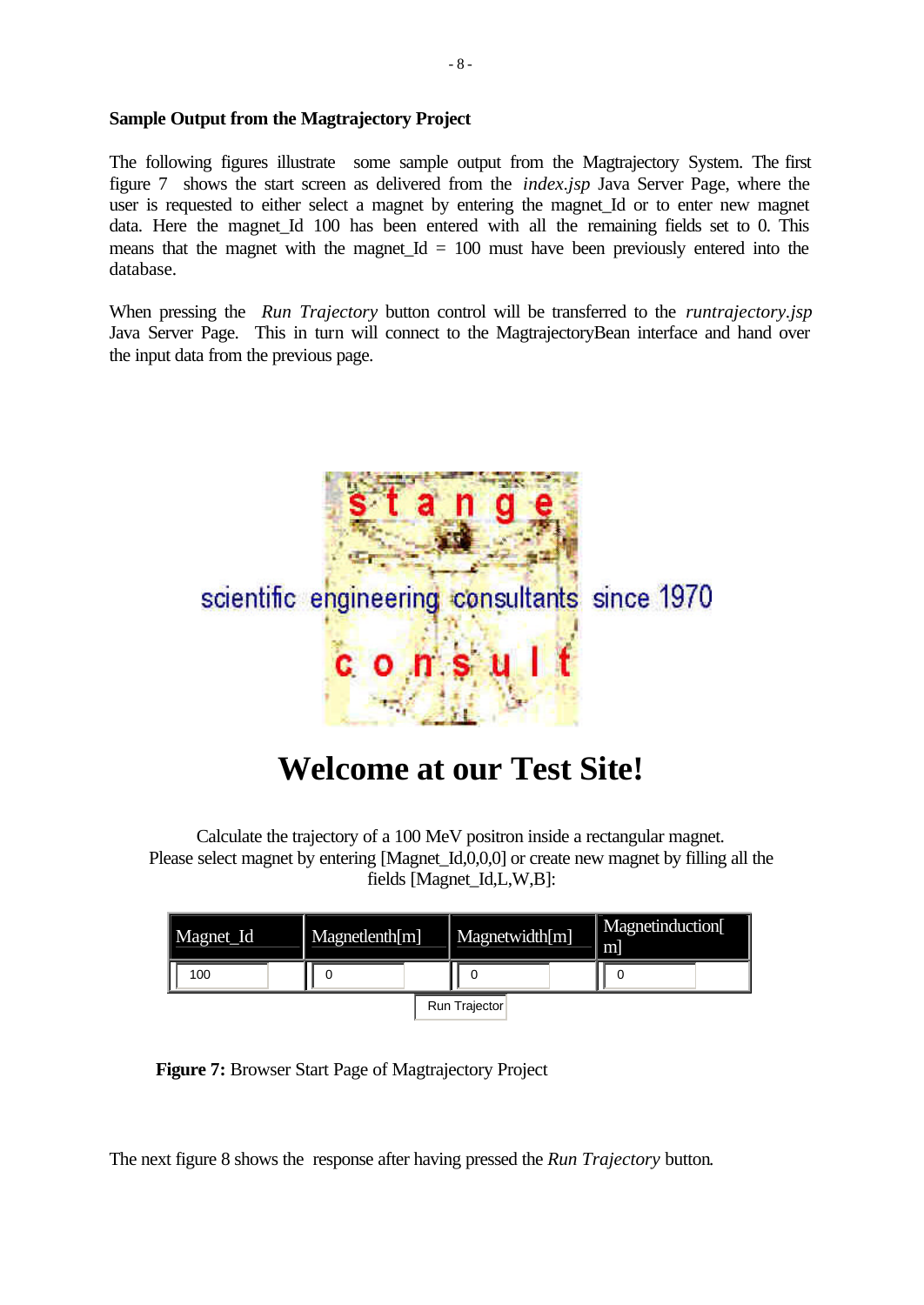**Sample Output from the Magtrajectory Project**

The following figures illustrate some sample output from the Magtrajectory System. The first figure 7 shows the start screen as delivered from the *index.jsp* Java Server Page, where the user is requested to either select a magnet by entering the magnet_Id or to enter new magnet data. Here the magnet_Id 100 has been entered with all the remaining fields set to 0. This means that the magnet with the magnet_Id = 100 must have been previously entered into the database.

When pressing the *Run Trajectory* button control will be transferred to the *runtrajectory.jsp* Java Server Page. This in turn will connect to the MagtrajectoryBean interface and hand over the input data from the previous page.

stange

scientific engineering consultants since 1970

consult

# Welcome at our Test Site!

Calculate the trajectory of a 100 MeV positron inside a rectangular magnet.
Please select magnet by entering [Magnet_Id,0,0,0] or create new magnet by filling all the fields [Magnet_Id,L,W,B]:

| Magnet_Id | Magnetlenth[m] | Magnetwidth[m] | Magnetinduction[m] |
|---|---|---|---|
| 100 | 0 | 0 | 0 |

Run Trajector

**Figure 7:** Browser Start Page of Magtrajectory Project

The next figure 8 shows the response after having pressed the *Run Trajectory* button.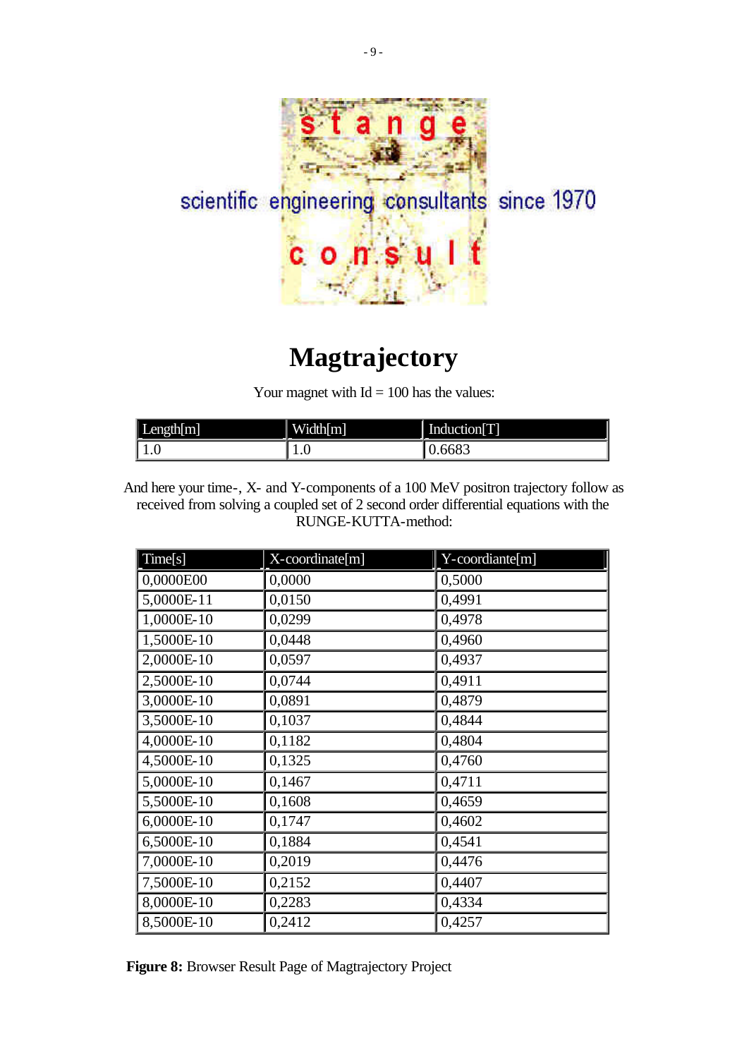stange

scientific engineering consultants since 1970

consult

# Magtrajectory

Your magnet with Id = 100 has the values:

| Length[m] | Width[m] | Induction[T] |
|---|---|---|
| 1.0 | 1.0 | 0.6683 |

And here your time-, X- and Y-components of a 100 MeV positron trajectory follow as received from solving a coupled set of 2 second order differential equations with the RUNGE-KUTTA-method:

| Time[s] | X-coordinate[m] | Y-coordiante[m] |
|---|---|---|
| 0,0000E00 | 0,0000 | 0,5000 |
| 5,0000E-11 | 0,0150 | 0,4991 |
| 1,0000E-10 | 0,0299 | 0,4978 |
| 1,5000E-10 | 0,0448 | 0,4960 |
| 2,0000E-10 | 0,0597 | 0,4937 |
| 2,5000E-10 | 0,0744 | 0,4911 |
| 3,0000E-10 | 0,0891 | 0,4879 |
| 3,5000E-10 | 0,1037 | 0,4844 |
| 4,0000E-10 | 0,1182 | 0,4804 |
| 4,5000E-10 | 0,1325 | 0,4760 |
| 5,0000E-10 | 0,1467 | 0,4711 |
| 5,5000E-10 | 0,1608 | 0,4659 |
| 6,0000E-10 | 0,1747 | 0,4602 |
| 6,5000E-10 | 0,1884 | 0,4541 |
| 7,0000E-10 | 0,2019 | 0,4476 |
| 7,5000E-10 | 0,2152 | 0,4407 |
| 8,0000E-10 | 0,2283 | 0,4334 |
| 8,5000E-10 | 0,2412 | 0,4257 |

**Figure 8:** Browser Result Page of Magtrajectory Project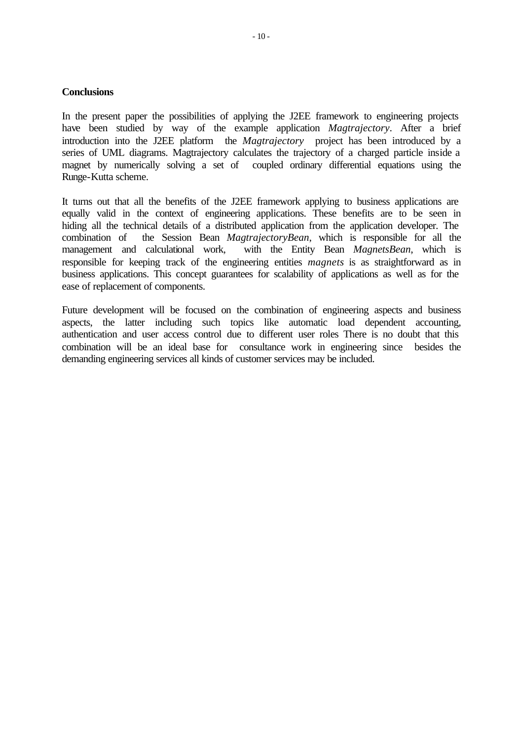## Conclusions

In the present paper the possibilities of applying the J2EE framework to engineering projects have been studied by way of the example application *Magtrajectory*. After a brief introduction into the J2EE platform the *Magtrajectory* project has been introduced by a series of UML diagrams. Magtrajectory calculates the trajectory of a charged particle inside a magnet by numerically solving a set of coupled ordinary differential equations using the Runge-Kutta scheme.

It turns out that all the benefits of the J2EE framework applying to business applications are equally valid in the context of engineering applications. These benefits are to be seen in hiding all the technical details of a distributed application from the application developer. The combination of the Session Bean *MagtrajectoryBean*, which is responsible for all the management and calculational work, with the Entity Bean *MagnetsBean*, which is responsible for keeping track of the engineering entities *magnets* is as straightforward as in business applications. This concept guarantees for scalability of applications as well as for the ease of replacement of components.

Future development will be focused on the combination of engineering aspects and business aspects, the latter including such topics like automatic load dependent accounting, authentication and user access control due to different user roles There is no doubt that this combination will be an ideal base for consultance work in engineering since besides the demanding engineering services all kinds of customer services may be included.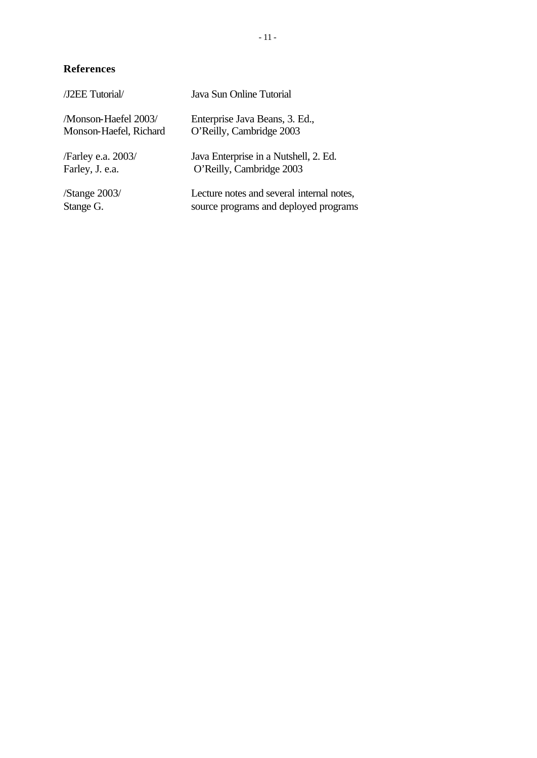## References

| | |
|---|---|
| /J2EE Tutorial/ | Java Sun Online Tutorial |
| /Monson-Haefel 2003/<br>Monson-Haefel, Richard | Enterprise Java Beans, 3. Ed.,<br>O'Reilly, Cambridge 2003 |
| /Farley e.a. 2003/<br>Farley, J. e.a. | Java Enterprise in a Nutshell, 2. Ed.<br>O'Reilly, Cambridge 2003 |
| /Stange 2003/<br>Stange G. | Lecture notes and several internal notes,<br>source programs and deployed programs |